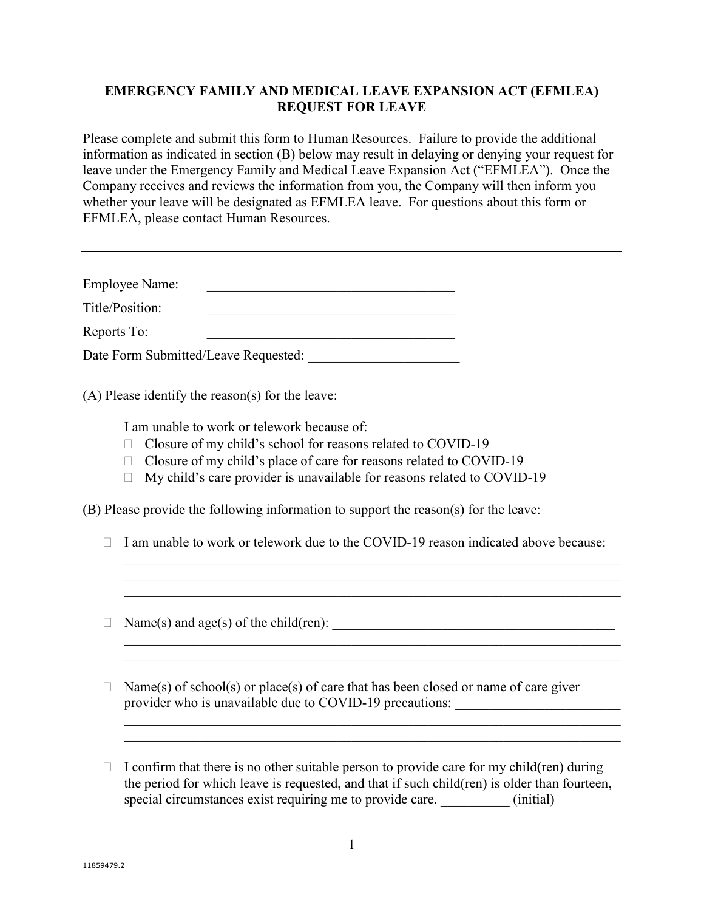# EMERGENCY FAMILY AND MEDICAL LEAVE EXPANSION ACT (EFMLEA) REQUEST FOR LEAVE

Please complete and submit this form to Human Resources. Failure to provide the additional information as indicated in section (B) below may result in delaying or denying your request for leave under the Emergency Family and Medical Leave Expansion Act ("EFMLEA"). Once the Company receives and reviews the information from you, the Company will then inform you whether your leave will be designated as EFMLEA leave. For questions about this form or EFMLEA, please contact Human Resources.

---

Employee Name: ______________________________________

Title/Position: ______________________________________

Reports To: ______________________________________

Date Form Submitted/Leave Requested: ______________________

(A) Please identify the reason(s) for the leave:

I am unable to work or telework because of:

- ☐ Closure of my child's school for reasons related to COVID-19
- ☐ Closure of my child's place of care for reasons related to COVID-19
- ☐ My child's care provider is unavailable for reasons related to COVID-19

(B) Please provide the following information to support the reason(s) for the leave:

- ☐ I am unable to work or telework due to the COVID-19 reason indicated above because:
  ___________________________________________________________________________
  ___________________________________________________________________________
  ___________________________________________________________________________

- ☐ Name(s) and age(s) of the child(ren): ___________________________________________
  ___________________________________________________________________________
  ___________________________________________________________________________

- ☐ Name(s) of school(s) or place(s) of care that has been closed or name of care giver provider who is unavailable due to COVID-19 precautions: ________________________
  ___________________________________________________________________________
  ___________________________________________________________________________

- ☐ I confirm that there is no other suitable person to provide care for my child(ren) during the period for which leave is requested, and that if such child(ren) is older than fourteen, special circumstances exist requiring me to provide care. __________ (initial)

11859479.2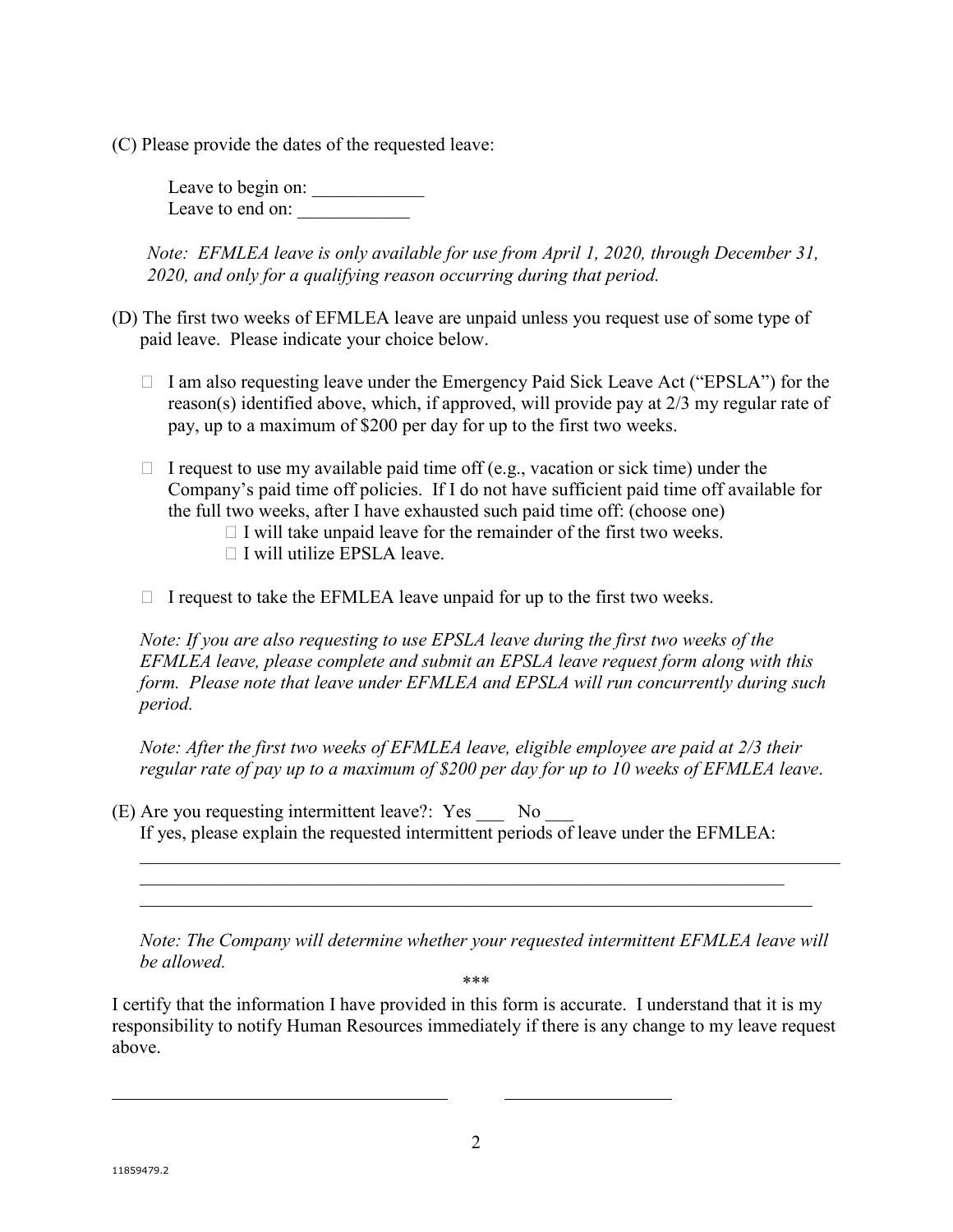(C) Please provide the dates of the requested leave:

Leave to begin on: ____________
Leave to end on: ____________

*Note: EFMLEA leave is only available for use from April 1, 2020, through December 31, 2020, and only for a qualifying reason occurring during that period.*

(D) The first two weeks of EFMLEA leave are unpaid unless you request use of some type of paid leave. Please indicate your choice below.

- ☐ I am also requesting leave under the Emergency Paid Sick Leave Act ("EPSLA") for the reason(s) identified above, which, if approved, will provide pay at 2/3 my regular rate of pay, up to a maximum of $200 per day for up to the first two weeks.

- ☐ I request to use my available paid time off (e.g., vacation or sick time) under the Company's paid time off policies. If I do not have sufficient paid time off available for the full two weeks, after I have exhausted such paid time off: (choose one)
  - ☐ I will take unpaid leave for the remainder of the first two weeks.
  - ☐ I will utilize EPSLA leave.

- ☐ I request to take the EFMLEA leave unpaid for up to the first two weeks.

*Note: If you are also requesting to use EPSLA leave during the first two weeks of the EFMLEA leave, please complete and submit an EPSLA leave request form along with this form. Please note that leave under EFMLEA and EPSLA will run concurrently during such period.*

*Note: After the first two weeks of EFMLEA leave, eligible employee are paid at 2/3 their regular rate of pay up to a maximum of $200 per day for up to 10 weeks of EFMLEA leave.*

(E) Are you requesting intermittent leave?: Yes ___ No ___
If yes, please explain the requested intermittent periods of leave under the EFMLEA:

______________________________________________________________________________
______________________________________________________________________________
______________________________________________________________________________

*Note: The Company will determine whether your requested intermittent EFMLEA leave will be allowed.*

***

I certify that the information I have provided in this form is accurate. I understand that it is my responsibility to notify Human Resources immediately if there is any change to my leave request above.

____________________________________ __________________

11859479.2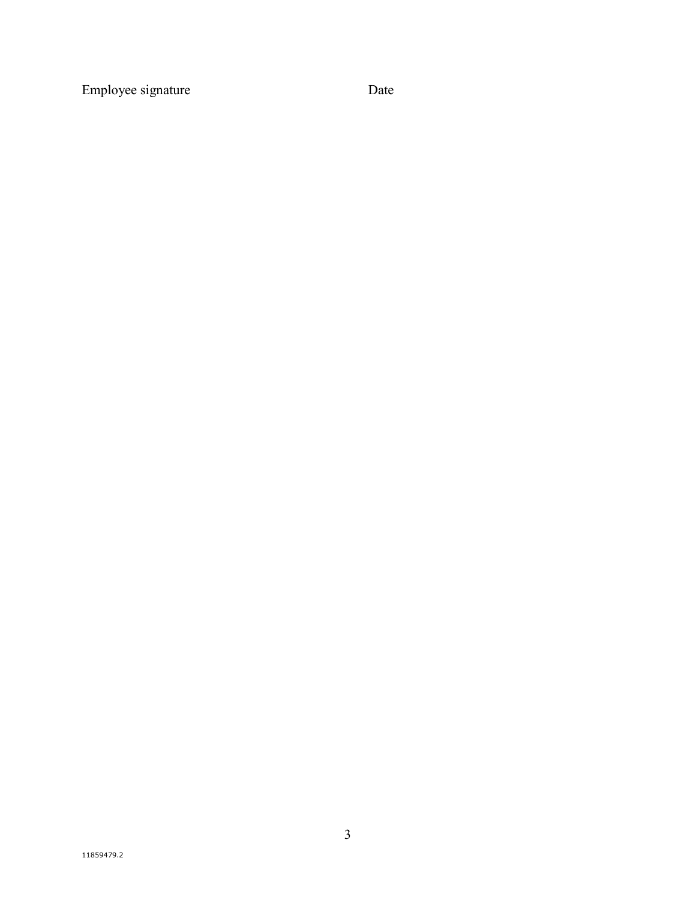Employee signature Date

11859479.2